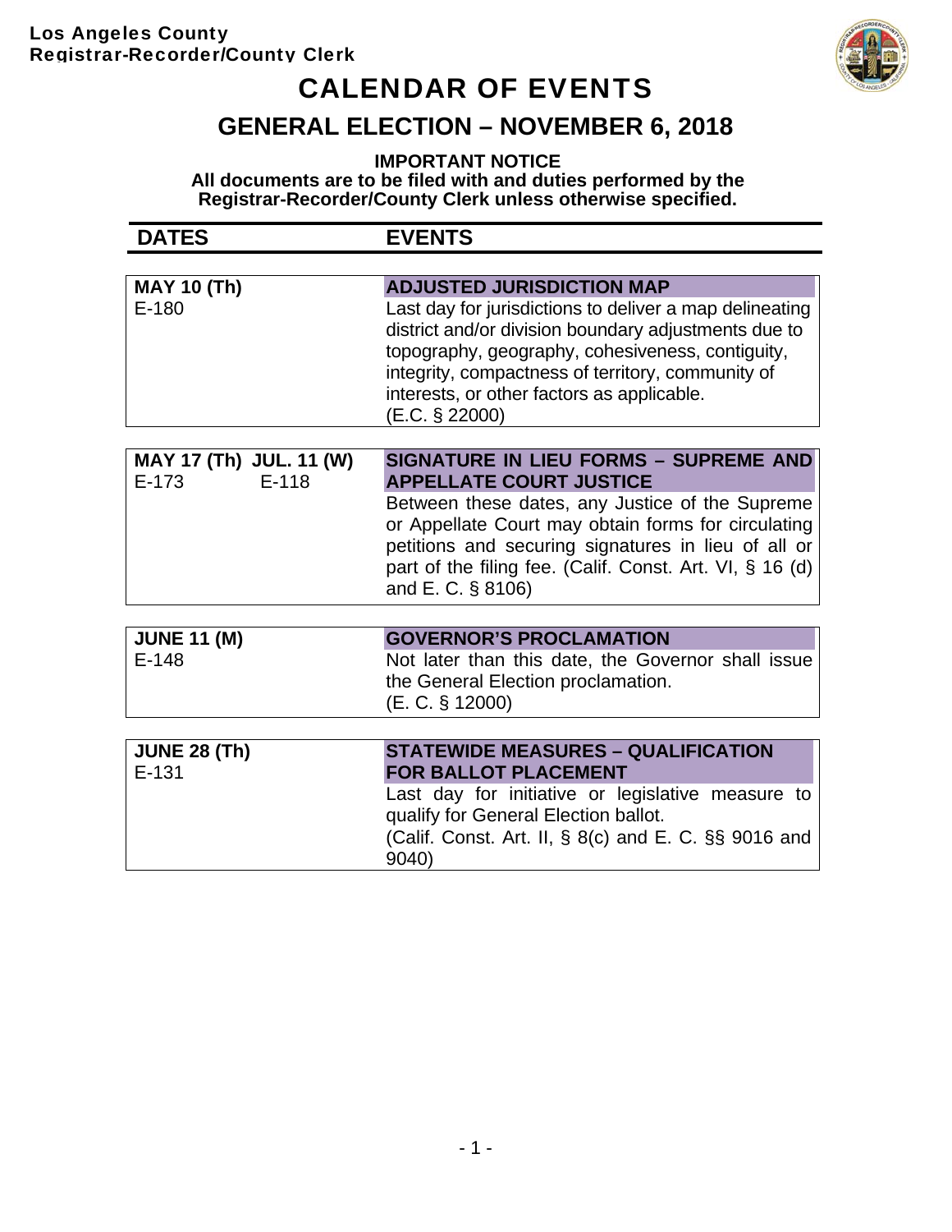**Los Angeles County**
**Registrar-Recorder/County Clerk**

# CALENDAR OF EVENTS

## GENERAL ELECTION – NOVEMBER 6, 2018

**IMPORTANT NOTICE**
**All documents are to be filed with and duties performed by the Registrar-Recorder/County Clerk unless otherwise specified.**

| DATES | EVENTS |
|---|---|
| **MAY 10 (Th)**<br>E-180 | **ADJUSTED JURISDICTION MAP**<br>Last day for jurisdictions to deliver a map delineating district and/or division boundary adjustments due to topography, geography, cohesiveness, contiguity, integrity, compactness of territory, community of interests, or other factors as applicable.<br>(E.C. § 22000) |
| **MAY 17 (Th) JUL. 11 (W)**<br>E-173 E-118 | **SIGNATURE IN LIEU FORMS – SUPREME AND APPELLATE COURT JUSTICE**<br>Between these dates, any Justice of the Supreme or Appellate Court may obtain forms for circulating petitions and securing signatures in lieu of all or part of the filing fee. (Calif. Const. Art. VI, § 16 (d) and E. C. § 8106) |
| **JUNE 11 (M)**<br>E-148 | **GOVERNOR'S PROCLAMATION**<br>Not later than this date, the Governor shall issue the General Election proclamation.<br>(E. C. § 12000) |
| **JUNE 28 (Th)**<br>E-131 | **STATEWIDE MEASURES – QUALIFICATION FOR BALLOT PLACEMENT**<br>Last day for initiative or legislative measure to qualify for General Election ballot.<br>(Calif. Const. Art. II, § 8(c) and E. C. §§ 9016 and 9040) |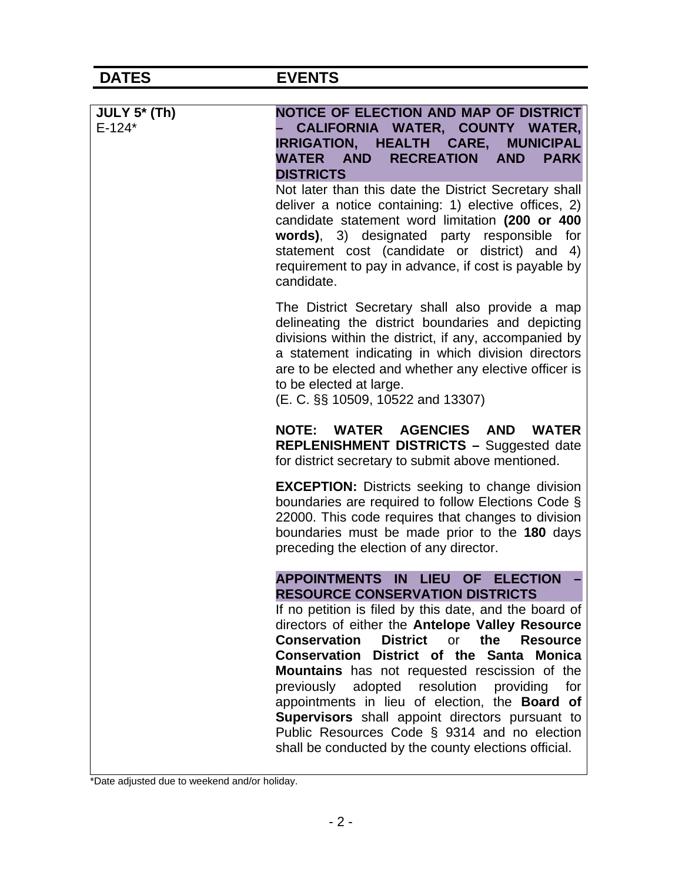| DATES | EVENTS |
|---|---|
| **JULY 5* (Th)**<br>E-124* | **NOTICE OF ELECTION AND MAP OF DISTRICT – CALIFORNIA WATER, COUNTY WATER, IRRIGATION, HEALTH CARE, MUNICIPAL WATER AND RECREATION AND PARK DISTRICTS**<br>Not later than this date the District Secretary shall deliver a notice containing: 1) elective offices, 2) candidate statement word limitation **(200 or 400 words)**, 3) designated party responsible for statement cost (candidate or district) and 4) requirement to pay in advance, if cost is payable by candidate.<br><br>The District Secretary shall also provide a map delineating the district boundaries and depicting divisions within the district, if any, accompanied by a statement indicating in which division directors are to be elected and whether any elective officer is to be elected at large.<br>(E. C. §§ 10509, 10522 and 13307)<br><br>**NOTE: WATER AGENCIES AND WATER REPLENISHMENT DISTRICTS –** Suggested date for district secretary to submit above mentioned.<br><br>**EXCEPTION:** Districts seeking to change division boundaries are required to follow Elections Code § 22000. This code requires that changes to division boundaries must be made prior to the **180** days preceding the election of any director.<br><br>**APPOINTMENTS IN LIEU OF ELECTION – RESOURCE CONSERVATION DISTRICTS**<br>If no petition is filed by this date, and the board of directors of either the **Antelope Valley Resource Conservation District** or **the Resource Conservation District of the Santa Monica Mountains** has not requested rescission of the previously adopted resolution providing for appointments in lieu of election, the **Board of Supervisors** shall appoint directors pursuant to Public Resources Code § 9314 and no election shall be conducted by the county elections official. |

*Date adjusted due to weekend and/or holiday.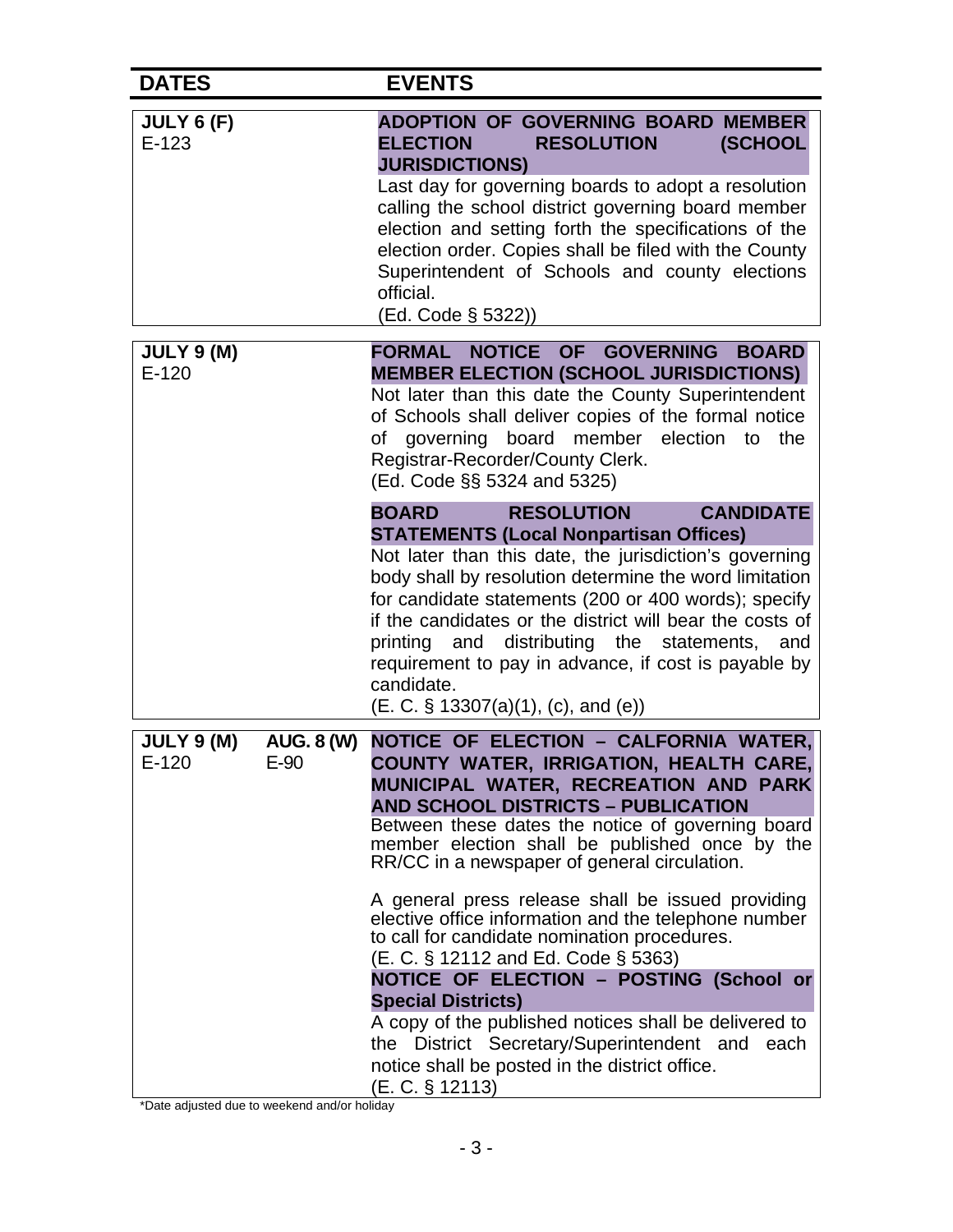| DATES | | EVENTS |
|---|---|---|
| **JULY 6 (F)**<br>E-123 | | **ADOPTION OF GOVERNING BOARD MEMBER ELECTION RESOLUTION (SCHOOL JURISDICTIONS)**<br>Last day for governing boards to adopt a resolution calling the school district governing board member election and setting forth the specifications of the election order. Copies shall be filed with the County Superintendent of Schools and county elections official.<br>(Ed. Code § 5322)) |
| **JULY 9 (M)**<br>E-120 | | **FORMAL NOTICE OF GOVERNING BOARD MEMBER ELECTION (SCHOOL JURISDICTIONS)**<br>Not later than this date the County Superintendent of Schools shall deliver copies of the formal notice of governing board member election to the Registrar-Recorder/County Clerk.<br>(Ed. Code §§ 5324 and 5325)<br><br>**BOARD RESOLUTION CANDIDATE STATEMENTS (Local Nonpartisan Offices)**<br>Not later than this date, the jurisdiction's governing body shall by resolution determine the word limitation for candidate statements (200 or 400 words); specify if the candidates or the district will bear the costs of printing and distributing the statements, and requirement to pay in advance, if cost is payable by candidate.<br>(E. C. § 13307(a)(1), (c), and (e)) |
| **JULY 9 (M)**<br>E-120 | **AUG. 8 (W)**<br>E-90 | **NOTICE OF ELECTION – CALFORNIA WATER, COUNTY WATER, IRRIGATION, HEALTH CARE, MUNICIPAL WATER, RECREATION AND PARK AND SCHOOL DISTRICTS – PUBLICATION**<br>Between these dates the notice of governing board member election shall be published once by the RR/CC in a newspaper of general circulation.<br><br>A general press release shall be issued providing elective office information and the telephone number to call for candidate nomination procedures.<br>(E. C. § 12112 and Ed. Code § 5363)<br>**NOTICE OF ELECTION – POSTING (School or Special Districts)**<br>A copy of the published notices shall be delivered to the District Secretary/Superintendent and each notice shall be posted in the district office.<br>(E. C. § 12113) |

*Date adjusted due to weekend and/or holiday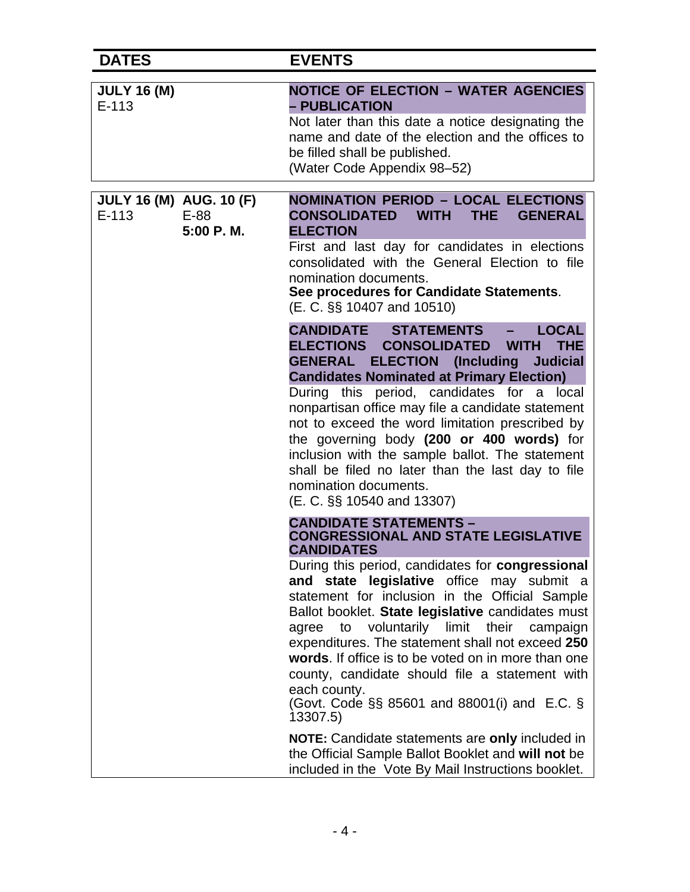| DATES | | EVENTS |
|---|---|---|
| **JULY 16 (M)**<br>E-113 | | **NOTICE OF ELECTION – WATER AGENCIES – PUBLICATION**<br>Not later than this date a notice designating the name and date of the election and the offices to be filled shall be published.<br>(Water Code Appendix 98–52) |
| **JULY 16 (M)**<br>E-113 | **AUG. 10 (F)**<br>E-88<br>**5:00 P. M.** | **NOMINATION PERIOD – LOCAL ELECTIONS CONSOLIDATED WITH THE GENERAL ELECTION**<br>First and last day for candidates in elections consolidated with the General Election to file nomination documents.<br>**See procedures for Candidate Statements**.<br>(E. C. §§ 10407 and 10510)<br><br>**CANDIDATE STATEMENTS – LOCAL ELECTIONS CONSOLIDATED WITH THE GENERAL ELECTION (Including Judicial Candidates Nominated at Primary Election)**<br>During this period, candidates for a local nonpartisan office may file a candidate statement not to exceed the word limitation prescribed by the governing body **(200 or 400 words)** for inclusion with the sample ballot. The statement shall be filed no later than the last day to file nomination documents.<br>(E. C. §§ 10540 and 13307)<br><br>**CANDIDATE STATEMENTS – CONGRESSIONAL AND STATE LEGISLATIVE CANDIDATES**<br>During this period, candidates for **congressional and state legislative** office may submit a statement for inclusion in the Official Sample Ballot booklet. **State legislative** candidates must agree to voluntarily limit their campaign expenditures. The statement shall not exceed **250 words**. If office is to be voted on in more than one county, candidate should file a statement with each county.<br>(Govt. Code §§ 85601 and 88001(i) and E.C. § 13307.5)<br><br>**NOTE:** Candidate statements are **only** included in the Official Sample Ballot Booklet and **will not** be included in the Vote By Mail Instructions booklet. |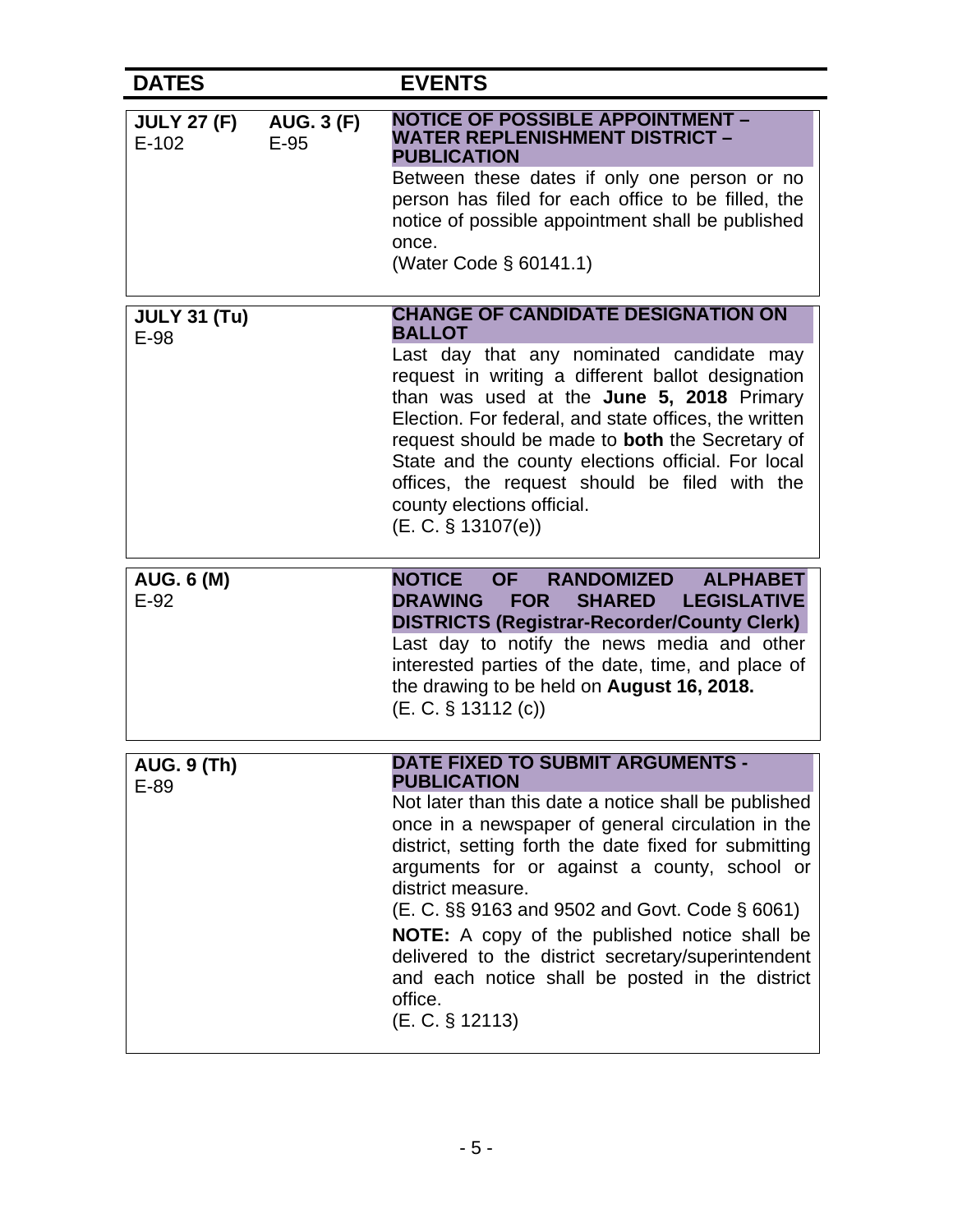| DATES | | EVENTS |
|---|---|---|
| **JULY 27 (F)**<br>E-102 | **AUG. 3 (F)**<br>E-95 | **NOTICE OF POSSIBLE APPOINTMENT – WATER REPLENISHMENT DISTRICT – PUBLICATION**<br>Between these dates if only one person or no person has filed for each office to be filled, the notice of possible appointment shall be published once.<br>(Water Code § 60141.1) |
| **JULY 31 (Tu)**<br>E-98 | | **CHANGE OF CANDIDATE DESIGNATION ON BALLOT**<br>Last day that any nominated candidate may request in writing a different ballot designation than was used at the **June 5, 2018** Primary Election. For federal, and state offices, the written request should be made to **both** the Secretary of State and the county elections official. For local offices, the request should be filed with the county elections official.<br>(E. C. § 13107(e)) |
| **AUG. 6 (M)**<br>E-92 | | **NOTICE OF RANDOMIZED ALPHABET DRAWING FOR SHARED LEGISLATIVE DISTRICTS (Registrar-Recorder/County Clerk)**<br>Last day to notify the news media and other interested parties of the date, time, and place of the drawing to be held on **August 16, 2018.**<br>(E. C. § 13112 (c)) |
| **AUG. 9 (Th)**<br>E-89 | | **DATE FIXED TO SUBMIT ARGUMENTS - PUBLICATION**<br>Not later than this date a notice shall be published once in a newspaper of general circulation in the district, setting forth the date fixed for submitting arguments for or against a county, school or district measure.<br>(E. C. §§ 9163 and 9502 and Govt. Code § 6061)<br>**NOTE:** A copy of the published notice shall be delivered to the district secretary/superintendent and each notice shall be posted in the district office.<br>(E. C. § 12113) |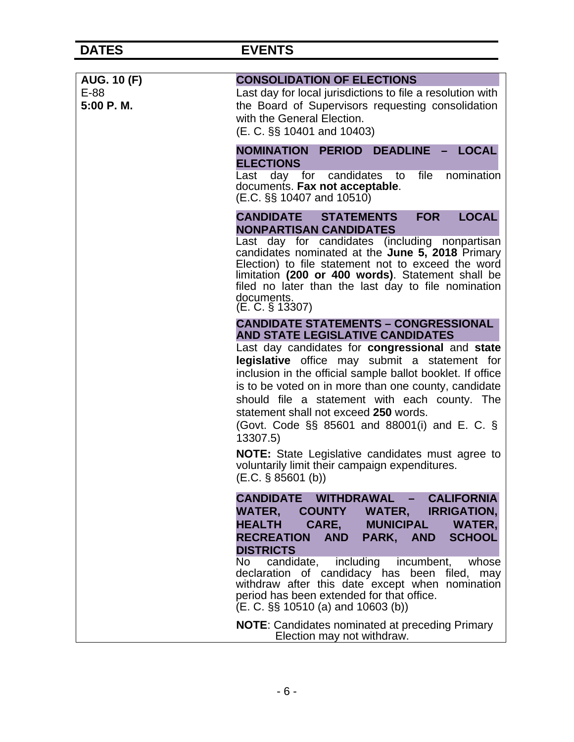| DATES | EVENTS |
|---|---|
| **AUG. 10 (F)**<br>E-88<br>**5:00 P. M.** | **CONSOLIDATION OF ELECTIONS**<br>Last day for local jurisdictions to file a resolution with the Board of Supervisors requesting consolidation with the General Election.<br>(E. C. §§ 10401 and 10403)<br><br>**NOMINATION PERIOD DEADLINE – LOCAL ELECTIONS**<br>Last day for candidates to file nomination documents. **Fax not acceptable**.<br>(E.C. §§ 10407 and 10510)<br><br>**CANDIDATE STATEMENTS FOR LOCAL NONPARTISAN CANDIDATES**<br>Last day for candidates (including nonpartisan candidates nominated at the **June 5, 2018** Primary Election) to file statement not to exceed the word limitation **(200 or 400 words)**. Statement shall be filed no later than the last day to file nomination documents.<br>(E. C. § 13307)<br><br>**CANDIDATE STATEMENTS – CONGRESSIONAL AND STATE LEGISLATIVE CANDIDATES**<br>Last day candidates for **congressional** and **state legislative** office may submit a statement for inclusion in the official sample ballot booklet. If office is to be voted on in more than one county, candidate should file a statement with each county. The statement shall not exceed **250** words.<br>(Govt. Code §§ 85601 and 88001(i) and E. C. § 13307.5)<br><br>**NOTE:** State Legislative candidates must agree to voluntarily limit their campaign expenditures.<br>(E.C. § 85601 (b))<br><br>**CANDIDATE WITHDRAWAL – CALIFORNIA WATER, COUNTY WATER, IRRIGATION, HEALTH CARE, MUNICIPAL WATER, RECREATION AND PARK, AND SCHOOL DISTRICTS**<br>No candidate, including incumbent, whose declaration of candidacy has been filed, may withdraw after this date except when nomination period has been extended for that office.<br>(E. C. §§ 10510 (a) and 10603 (b))<br><br>**NOTE**: Candidates nominated at preceding Primary Election may not withdraw. |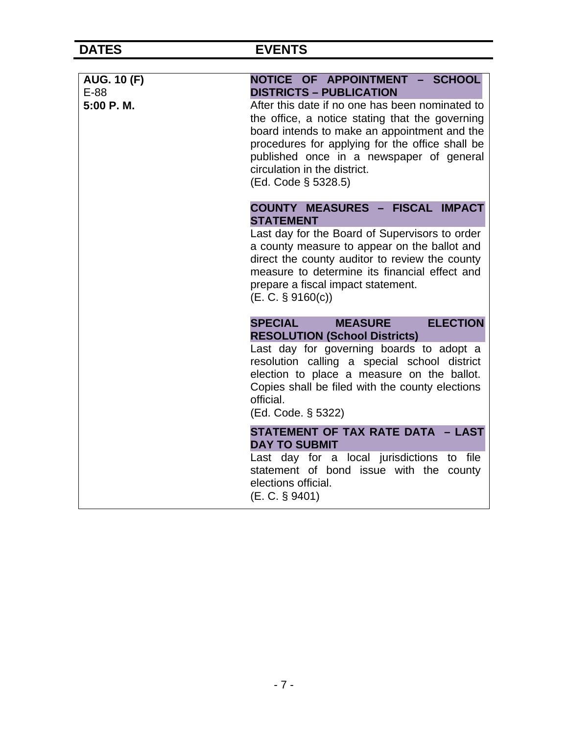| DATES | EVENTS |
| --- | --- |
| **AUG. 10 (F)**<br>E-88<br>**5:00 P. M.** | **NOTICE OF APPOINTMENT – SCHOOL DISTRICTS – PUBLICATION**<br>After this date if no one has been nominated to the office, a notice stating that the governing board intends to make an appointment and the procedures for applying for the office shall be published once in a newspaper of general circulation in the district.<br>(Ed. Code § 5328.5) |
| | **COUNTY MEASURES – FISCAL IMPACT STATEMENT**<br>Last day for the Board of Supervisors to order a county measure to appear on the ballot and direct the county auditor to review the county measure to determine its financial effect and prepare a fiscal impact statement.<br>(E. C. § 9160(c)) |
| | **SPECIAL MEASURE ELECTION RESOLUTION (School Districts)**<br>Last day for governing boards to adopt a resolution calling a special school district election to place a measure on the ballot. Copies shall be filed with the county elections official.<br>(Ed. Code. § 5322) |
| | **STATEMENT OF TAX RATE DATA – LAST DAY TO SUBMIT**<br>Last day for a local jurisdictions to file statement of bond issue with the county elections official.<br>(E. C. § 9401) |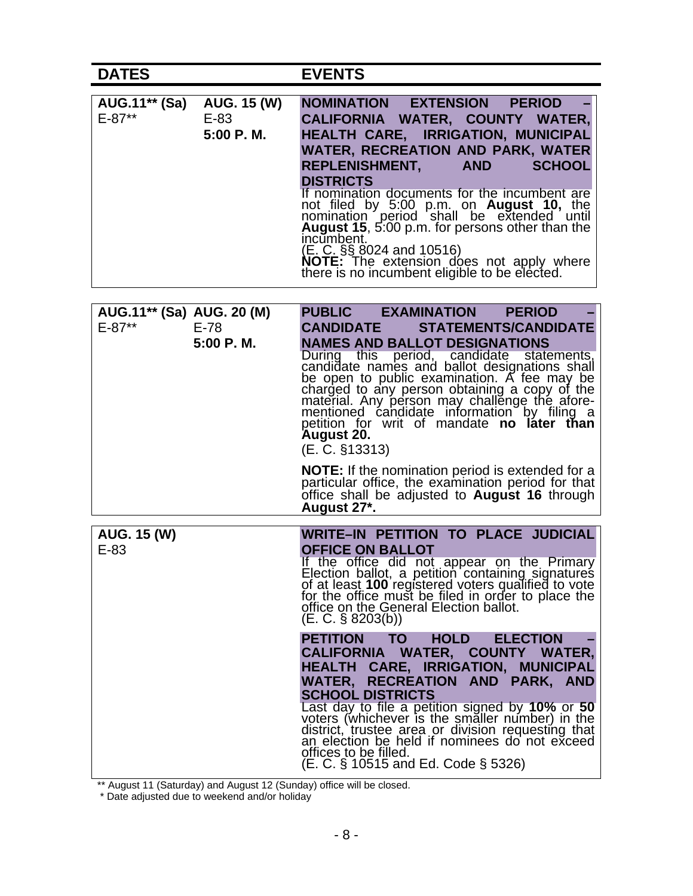| DATES | | EVENTS |
|---|---|---|
| **AUG.11\*\* (Sa)** E-87\*\* | **AUG. 15 (W)** E-83 **5:00 P. M.** | **NOMINATION EXTENSION PERIOD – CALIFORNIA WATER, COUNTY WATER, HEALTH CARE, IRRIGATION, MUNICIPAL WATER, RECREATION AND PARK, WATER REPLENISHMENT, AND SCHOOL DISTRICTS**<br>If nomination documents for the incumbent are not filed by 5:00 p.m. on **August 10,** the nomination period shall be extended until **August 15**, 5:00 p.m. for persons other than the incumbent.<br>(E. C. §§ 8024 and 10516)<br>**NOTE:** The extension does not apply where there is no incumbent eligible to be elected. |
| **AUG.11\*\* (Sa)** E-87\*\* | **AUG. 20 (M)** E-78 **5:00 P. M.** | **PUBLIC EXAMINATION PERIOD – CANDIDATE STATEMENTS/CANDIDATE NAMES AND BALLOT DESIGNATIONS**<br>During this period, candidate statements, candidate names and ballot designations shall be open to public examination. A fee may be charged to any person obtaining a copy of the material. Any person may challenge the aforementioned candidate information by filing a petition for writ of mandate **no later than August 20.**<br>(E. C. §13313)<br>**NOTE:** If the nomination period is extended for a particular office, the examination period for that office shall be adjusted to **August 16** through **August 27\*.** |
| **AUG. 15 (W)** E-83 | | **WRITE–IN PETITION TO PLACE JUDICIAL OFFICE ON BALLOT**<br>If the office did not appear on the Primary Election ballot, a petition containing signatures of at least **100** registered voters qualified to vote for the office must be filed in order to place the office on the General Election ballot.<br>(E. C. § 8203(b))<br>**PETITION TO HOLD ELECTION – CALIFORNIA WATER, COUNTY WATER, HEALTH CARE, IRRIGATION, MUNICIPAL WATER, RECREATION AND PARK, AND SCHOOL DISTRICTS**<br>Last day to file a petition signed by **10%** or **50** voters (whichever is the smaller number) in the district, trustee area or division requesting that an election be held if nominees do not exceed offices to be filled.<br>(E. C. § 10515 and Ed. Code § 5326) |

\*\* August 11 (Saturday) and August 12 (Sunday) office will be closed.

\* Date adjusted due to weekend and/or holiday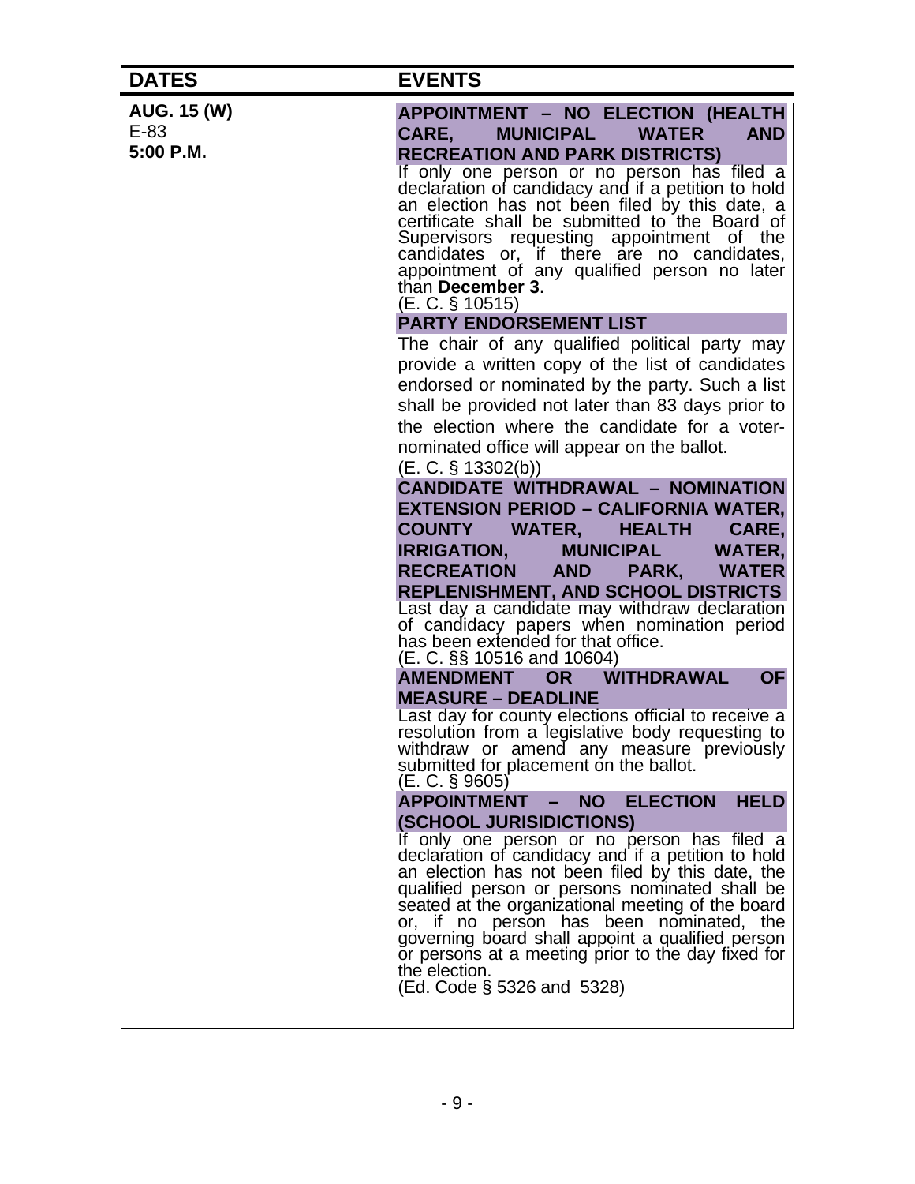| DATES | EVENTS |
|---|---|
| **AUG. 15 (W)**<br>E-83<br>**5:00 P.M.** | **APPOINTMENT – NO ELECTION (HEALTH CARE, MUNICIPAL WATER AND RECREATION AND PARK DISTRICTS)**<br>If only one person or no person has filed a declaration of candidacy and if a petition to hold an election has not been filed by this date, a certificate shall be submitted to the Board of Supervisors requesting appointment of the candidates or, if there are no candidates, appointment of any qualified person no later than **December 3**.<br>(E. C. § 10515)<br><br>**PARTY ENDORSEMENT LIST**<br>The chair of any qualified political party may provide a written copy of the list of candidates endorsed or nominated by the party. Such a list shall be provided not later than 83 days prior to the election where the candidate for a voter-nominated office will appear on the ballot.<br>(E. C. § 13302(b))<br><br>**CANDIDATE WITHDRAWAL – NOMINATION EXTENSION PERIOD – CALIFORNIA WATER, COUNTY WATER, HEALTH CARE, IRRIGATION, MUNICIPAL WATER, RECREATION AND PARK, WATER REPLENISHMENT, AND SCHOOL DISTRICTS**<br>Last day a candidate may withdraw declaration of candidacy papers when nomination period has been extended for that office.<br>(E. C. §§ 10516 and 10604)<br><br>**AMENDMENT OR WITHDRAWAL OF MEASURE – DEADLINE**<br>Last day for county elections official to receive a resolution from a legislative body requesting to withdraw or amend any measure previously submitted for placement on the ballot.<br>(E. C. § 9605)<br><br>**APPOINTMENT – NO ELECTION HELD (SCHOOL JURISIDICTIONS)**<br>If only one person or no person has filed a declaration of candidacy and if a petition to hold an election has not been filed by this date, the qualified person or persons nominated shall be seated at the organizational meeting of the board or, if no person has been nominated, the governing board shall appoint a qualified person or persons at a meeting prior to the day fixed for the election.<br>(Ed. Code § 5326 and 5328) |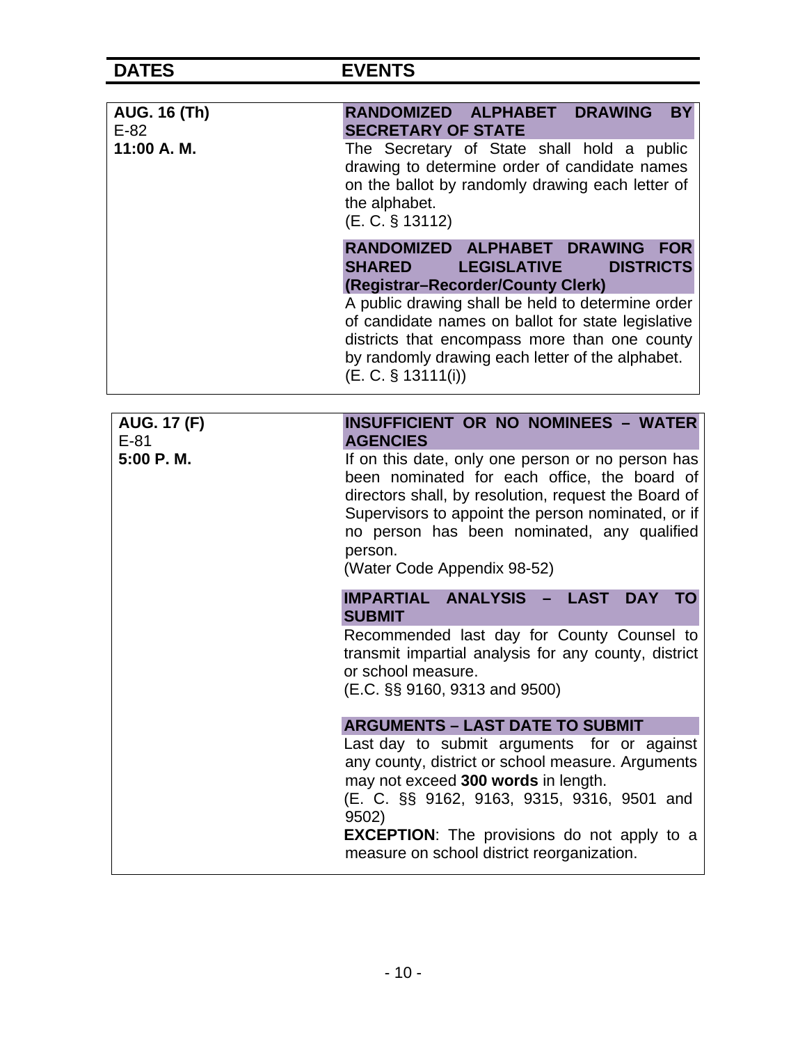| DATES | EVENTS |
|---|---|
| **AUG. 16 (Th)**<br>E-82<br>**11:00 A. M.** | **RANDOMIZED ALPHABET DRAWING BY SECRETARY OF STATE**<br>The Secretary of State shall hold a public drawing to determine order of candidate names on the ballot by randomly drawing each letter of the alphabet.<br>(E. C. § 13112)<br><br>**RANDOMIZED ALPHABET DRAWING FOR SHARED LEGISLATIVE DISTRICTS (Registrar–Recorder/County Clerk)**<br>A public drawing shall be held to determine order of candidate names on ballot for state legislative districts that encompass more than one county by randomly drawing each letter of the alphabet.<br>(E. C. § 13111(i)) |
| **AUG. 17 (F)**<br>E-81<br>**5:00 P. M.** | **INSUFFICIENT OR NO NOMINEES – WATER AGENCIES**<br>If on this date, only one person or no person has been nominated for each office, the board of directors shall, by resolution, request the Board of Supervisors to appoint the person nominated, or if no person has been nominated, any qualified person.<br>(Water Code Appendix 98-52)<br><br>**IMPARTIAL ANALYSIS – LAST DAY TO SUBMIT**<br>Recommended last day for County Counsel to transmit impartial analysis for any county, district or school measure.<br>(E.C. §§ 9160, 9313 and 9500)<br><br>**ARGUMENTS – LAST DATE TO SUBMIT**<br>Last day to submit arguments for or against any county, district or school measure. Arguments may not exceed **300 words** in length.<br>(E. C. §§ 9162, 9163, 9315, 9316, 9501 and 9502)<br>**EXCEPTION**: The provisions do not apply to a measure on school district reorganization. |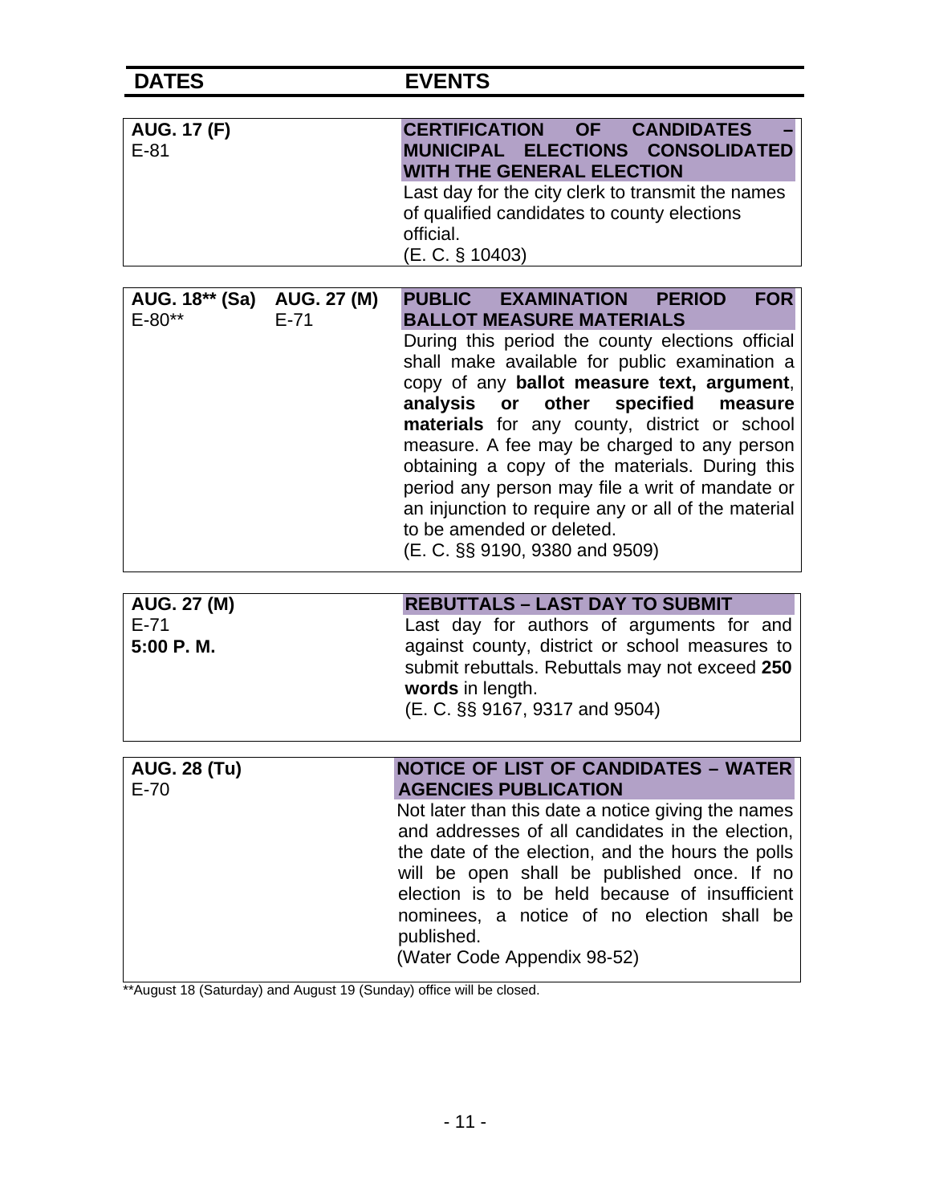| DATES | EVENTS |
| --- | --- |
| **AUG. 17 (F)**<br>E-81 | **CERTIFICATION OF CANDIDATES – MUNICIPAL ELECTIONS CONSOLIDATED WITH THE GENERAL ELECTION**<br>Last day for the city clerk to transmit the names of qualified candidates to county elections official.<br>(E. C. § 10403) |
| **AUG. 18\*\* (Sa)** **AUG. 27 (M)**<br>E-80\*\* E-71 | **PUBLIC EXAMINATION PERIOD FOR BALLOT MEASURE MATERIALS**<br>During this period the county elections official shall make available for public examination a copy of any **ballot measure text, argument, analysis or other specified measure materials** for any county, district or school measure. A fee may be charged to any person obtaining a copy of the materials. During this period any person may file a writ of mandate or an injunction to require any or all of the material to be amended or deleted.<br>(E. C. §§ 9190, 9380 and 9509) |
| **AUG. 27 (M)**<br>E-71<br>**5:00 P. M.** | **REBUTTALS – LAST DAY TO SUBMIT**<br>Last day for authors of arguments for and against county, district or school measures to submit rebuttals. Rebuttals may not exceed **250 words** in length.<br>(E. C. §§ 9167, 9317 and 9504) |
| **AUG. 28 (Tu)**<br>E-70 | **NOTICE OF LIST OF CANDIDATES – WATER AGENCIES PUBLICATION**<br>Not later than this date a notice giving the names and addresses of all candidates in the election, the date of the election, and the hours the polls will be open shall be published once. If no election is to be held because of insufficient nominees, a notice of no election shall be published.<br>(Water Code Appendix 98-52) |

**August 18 (Saturday) and August 19 (Sunday) office will be closed.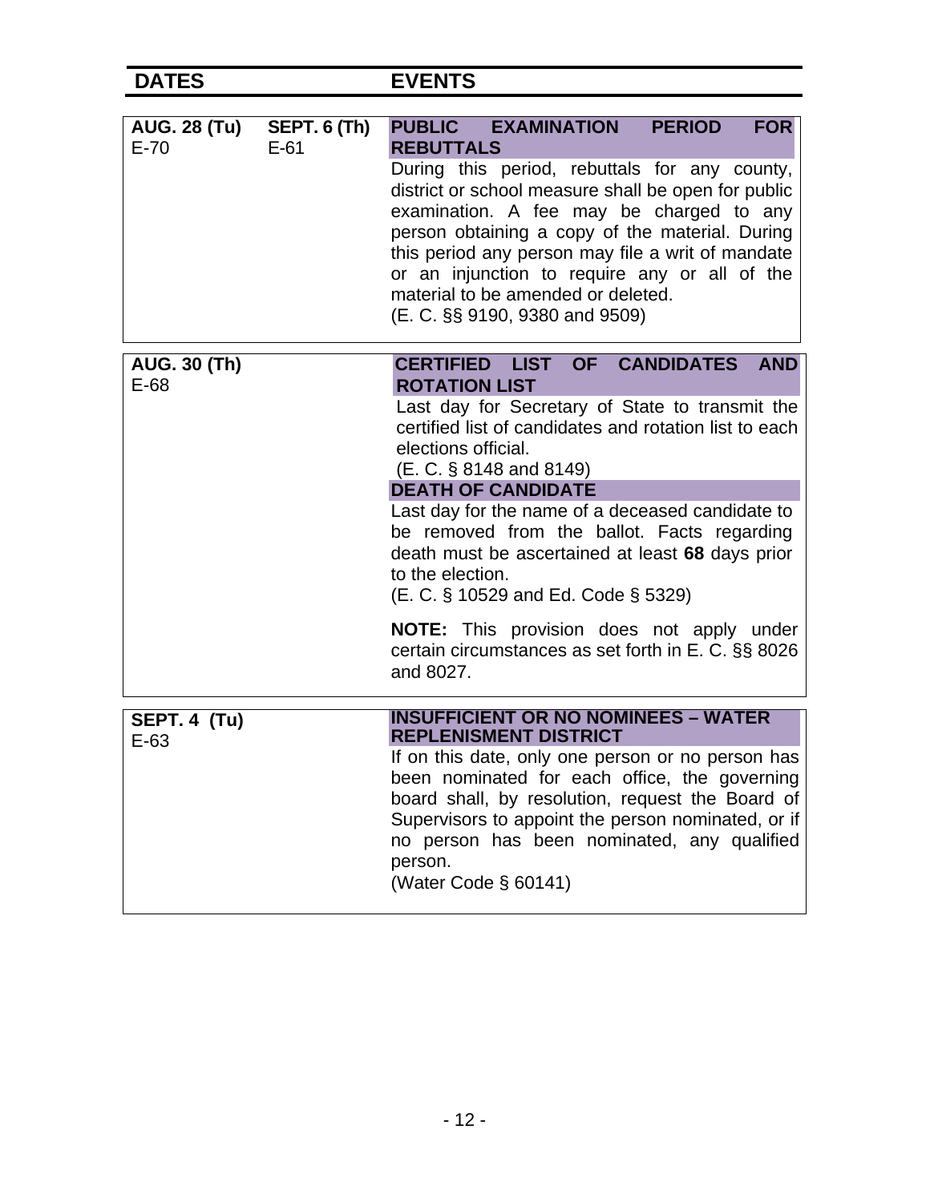| DATES | | EVENTS |
|---|---|---|
| **AUG. 28 (Tu)** E-70 | **SEPT. 6 (Th)** E-61 | **PUBLIC EXAMINATION PERIOD FOR REBUTTALS**<br>During this period, rebuttals for any county, district or school measure shall be open for public examination. A fee may be charged to any person obtaining a copy of the material. During this period any person may file a writ of mandate or an injunction to require any or all of the material to be amended or deleted.<br>(E. C. §§ 9190, 9380 and 9509) |
| **AUG. 30 (Th)** E-68 | | **CERTIFIED LIST OF CANDIDATES AND ROTATION LIST**<br>Last day for Secretary of State to transmit the certified list of candidates and rotation list to each elections official.<br>(E. C. § 8148 and 8149)<br>**DEATH OF CANDIDATE**<br>Last day for the name of a deceased candidate to be removed from the ballot. Facts regarding death must be ascertained at least **68** days prior to the election.<br>(E. C. § 10529 and Ed. Code § 5329)<br><br>**NOTE:** This provision does not apply under certain circumstances as set forth in E. C. §§ 8026 and 8027. |
| **SEPT. 4 (Tu)** E-63 | | **INSUFFICIENT OR NO NOMINEES – WATER REPLENISMENT DISTRICT**<br>If on this date, only one person or no person has been nominated for each office, the governing board shall, by resolution, request the Board of Supervisors to appoint the person nominated, or if no person has been nominated, any qualified person.<br>(Water Code § 60141) |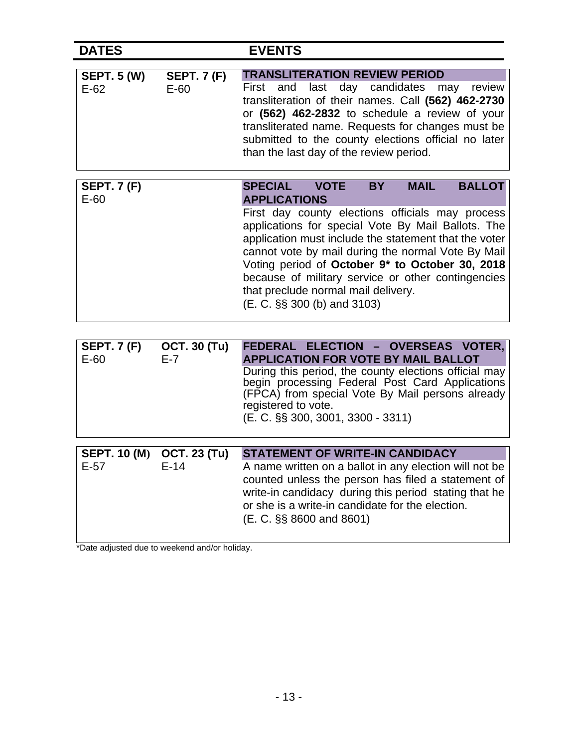| DATES | | EVENTS |
|---|---|---|
| **SEPT. 5 (W)**<br>E-62 | **SEPT. 7 (F)**<br>E-60 | **TRANSLITERATION REVIEW PERIOD**<br>First and last day candidates may review transliteration of their names. Call **(562) 462-2730** or **(562) 462-2832** to schedule a review of your transliterated name. Requests for changes must be submitted to the county elections official no later than the last day of the review period. |
| **SEPT. 7 (F)**<br>E-60 | | **SPECIAL VOTE BY MAIL BALLOT APPLICATIONS**<br>First day county elections officials may process applications for special Vote By Mail Ballots. The application must include the statement that the voter cannot vote by mail during the normal Vote By Mail Voting period of **October 9* to October 30, 2018** because of military service or other contingencies that preclude normal mail delivery.<br>(E. C. §§ 300 (b) and 3103) |
| **SEPT. 7 (F)**<br>E-60 | **OCT. 30 (Tu)**<br>E-7 | **FEDERAL ELECTION – OVERSEAS VOTER, APPLICATION FOR VOTE BY MAIL BALLOT**<br>During this period, the county elections official may begin processing Federal Post Card Applications (FPCA) from special Vote By Mail persons already registered to vote.<br>(E. C. §§ 300, 3001, 3300 - 3311) |
| **SEPT. 10 (M)**<br>E-57 | **OCT. 23 (Tu)**<br>E-14 | **STATEMENT OF WRITE-IN CANDIDACY**<br>A name written on a ballot in any election will not be counted unless the person has filed a statement of write-in candidacy during this period stating that he or she is a write-in candidate for the election.<br>(E. C. §§ 8600 and 8601) |

*Date adjusted due to weekend and/or holiday.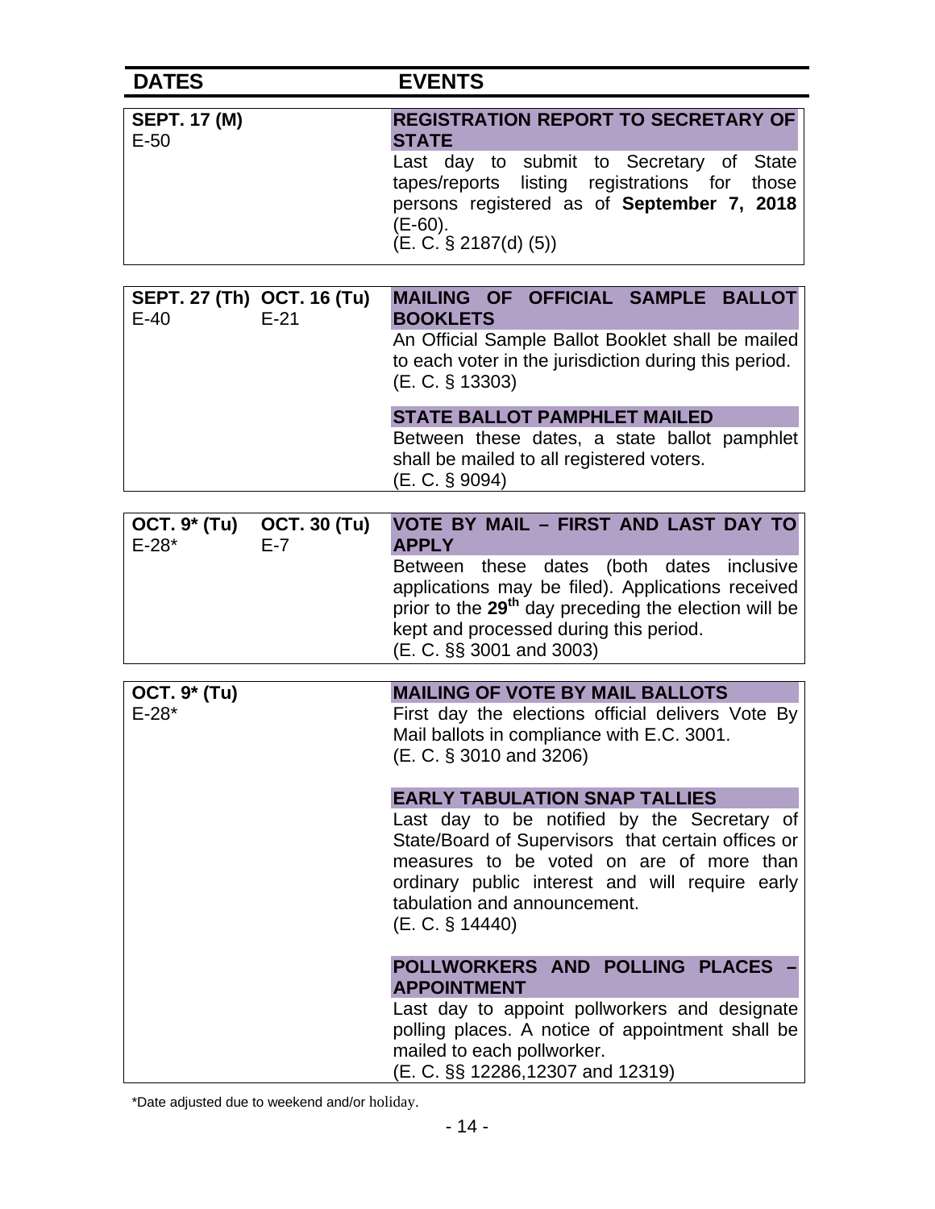| DATES | | EVENTS |
|---|---|---|
| **SEPT. 17 (M)**<br>E-50 | | **REGISTRATION REPORT TO SECRETARY OF STATE**<br>Last day to submit to Secretary of State tapes/reports listing registrations for those persons registered as of **September 7, 2018** (E-60).<br>(E. C. § 2187(d) (5)) |
| **SEPT. 27 (Th)**<br>E-40 | **OCT. 16 (Tu)**<br>E-21 | **MAILING OF OFFICIAL SAMPLE BALLOT BOOKLETS**<br>An Official Sample Ballot Booklet shall be mailed to each voter in the jurisdiction during this period.<br>(E. C. § 13303)<br><br>**STATE BALLOT PAMPHLET MAILED**<br>Between these dates, a state ballot pamphlet shall be mailed to all registered voters.<br>(E. C. § 9094) |
| **OCT. 9* (Tu)**<br>E-28* | **OCT. 30 (Tu)**<br>E-7 | **VOTE BY MAIL – FIRST AND LAST DAY TO APPLY**<br>Between these dates (both dates inclusive applications may be filed). Applications received prior to the **29th** day preceding the election will be kept and processed during this period.<br>(E. C. §§ 3001 and 3003) |
| **OCT. 9* (Tu)**<br>E-28* | | **MAILING OF VOTE BY MAIL BALLOTS**<br>First day the elections official delivers Vote By Mail ballots in compliance with E.C. 3001.<br>(E. C. § 3010 and 3206)<br><br>**EARLY TABULATION SNAP TALLIES**<br>Last day to be notified by the Secretary of State/Board of Supervisors that certain offices or measures to be voted on are of more than ordinary public interest and will require early tabulation and announcement.<br>(E. C. § 14440)<br><br>**POLLWORKERS AND POLLING PLACES – APPOINTMENT**<br>Last day to appoint pollworkers and designate polling places. A notice of appointment shall be mailed to each pollworker.<br>(E. C. §§ 12286,12307 and 12319) |

*Date adjusted due to weekend and/or holiday.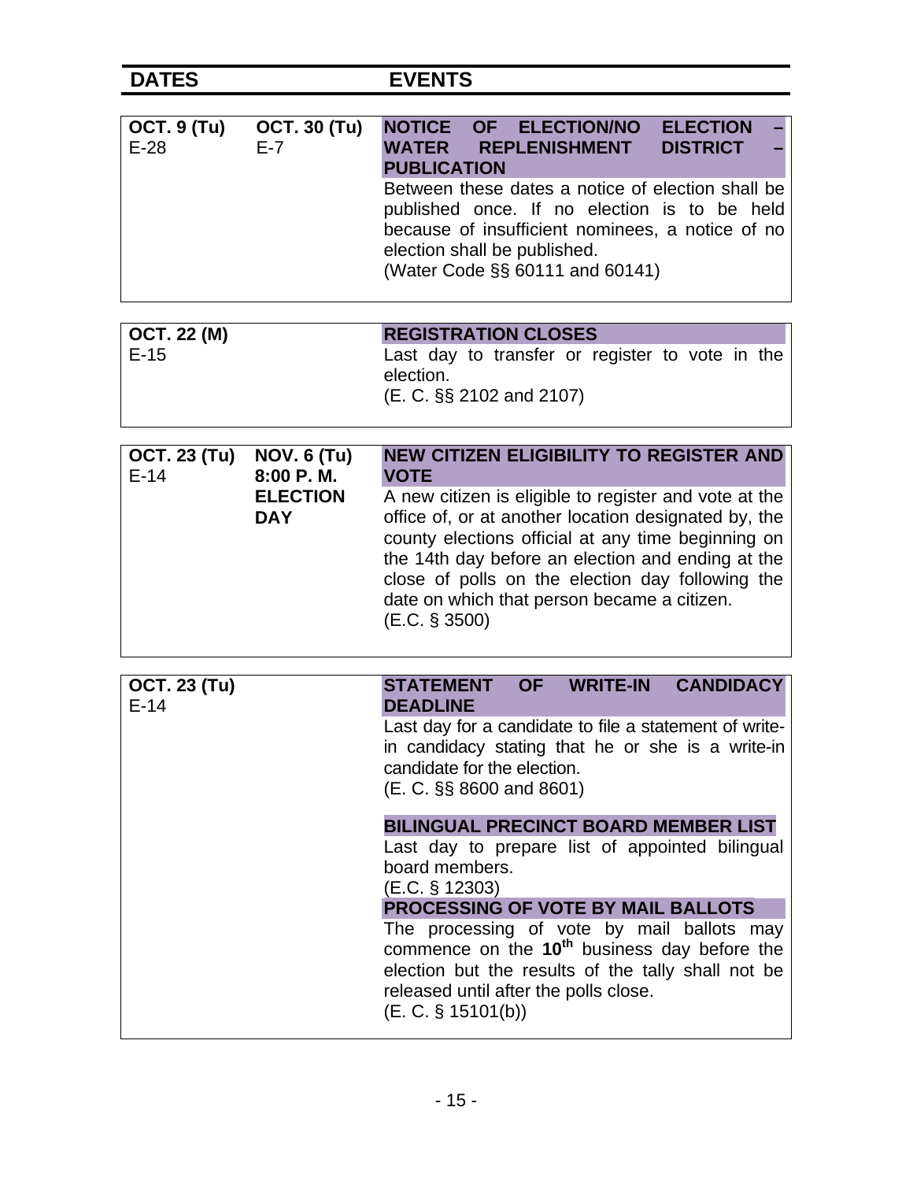| DATES | | EVENTS |
|---|---|---|
| **OCT. 9 (Tu)** E-28 | **OCT. 30 (Tu)** E-7 | **NOTICE OF ELECTION/NO ELECTION – WATER REPLENISHMENT DISTRICT – PUBLICATION** Between these dates a notice of election shall be published once. If no election is to be held because of insufficient nominees, a notice of no election shall be published. (Water Code §§ 60111 and 60141) |
| **OCT. 22 (M)** E-15 | | **REGISTRATION CLOSES** Last day to transfer or register to vote in the election. (E. C. §§ 2102 and 2107) |
| **OCT. 23 (Tu)** E-14 | **NOV. 6 (Tu) 8:00 P. M. ELECTION DAY** | **NEW CITIZEN ELIGIBILITY TO REGISTER AND VOTE** A new citizen is eligible to register and vote at the office of, or at another location designated by, the county elections official at any time beginning on the 14th day before an election and ending at the close of polls on the election day following the date on which that person became a citizen. (E.C. § 3500) |
| **OCT. 23 (Tu)** E-14 | | **STATEMENT OF WRITE-IN CANDIDACY DEADLINE** Last day for a candidate to file a statement of write-in candidacy stating that he or she is a write-in candidate for the election. (E. C. §§ 8600 and 8601) **BILINGUAL PRECINCT BOARD MEMBER LIST** Last day to prepare list of appointed bilingual board members. (E.C. § 12303) **PROCESSING OF VOTE BY MAIL BALLOTS** The processing of vote by mail ballots may commence on the **10th** business day before the election but the results of the tally shall not be released until after the polls close. (E. C. § 15101(b)) |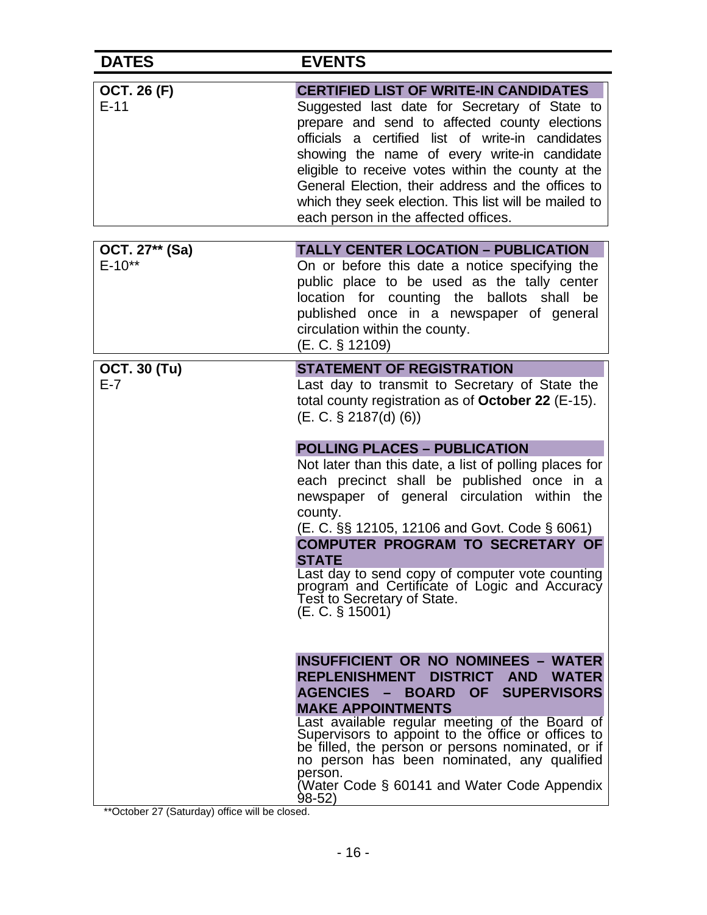| DATES | EVENTS |
| --- | --- |
| **OCT. 26 (F)**<br>E-11 | **CERTIFIED LIST OF WRITE-IN CANDIDATES**<br>Suggested last date for Secretary of State to prepare and send to affected county elections officials a certified list of write-in candidates showing the name of every write-in candidate eligible to receive votes within the county at the General Election, their address and the offices to which they seek election. This list will be mailed to each person in the affected offices. |
| **OCT. 27\*\* (Sa)**<br>E-10\*\* | **TALLY CENTER LOCATION – PUBLICATION**<br>On or before this date a notice specifying the public place to be used as the tally center location for counting the ballots shall be published once in a newspaper of general circulation within the county.<br>(E. C. § 12109) |
| **OCT. 30 (Tu)**<br>E-7 | **STATEMENT OF REGISTRATION**<br>Last day to transmit to Secretary of State the total county registration as of **October 22** (E-15).<br>(E. C. § 2187(d) (6))<br><br>**POLLING PLACES – PUBLICATION**<br>Not later than this date, a list of polling places for each precinct shall be published once in a newspaper of general circulation within the county.<br>(E. C. §§ 12105, 12106 and Govt. Code § 6061)<br><br>**COMPUTER PROGRAM TO SECRETARY OF STATE**<br>Last day to send copy of computer vote counting program and Certificate of Logic and Accuracy Test to Secretary of State.<br>(E. C. § 15001)<br><br>**INSUFFICIENT OR NO NOMINEES – WATER REPLENISHMENT DISTRICT AND WATER AGENCIES – BOARD OF SUPERVISORS MAKE APPOINTMENTS**<br>Last available regular meeting of the Board of Supervisors to appoint to the office or offices to be filled, the person or persons nominated, or if no person has been nominated, any qualified person.<br>(Water Code § 60141 and Water Code Appendix 98-52) |

\*\*October 27 (Saturday) office will be closed.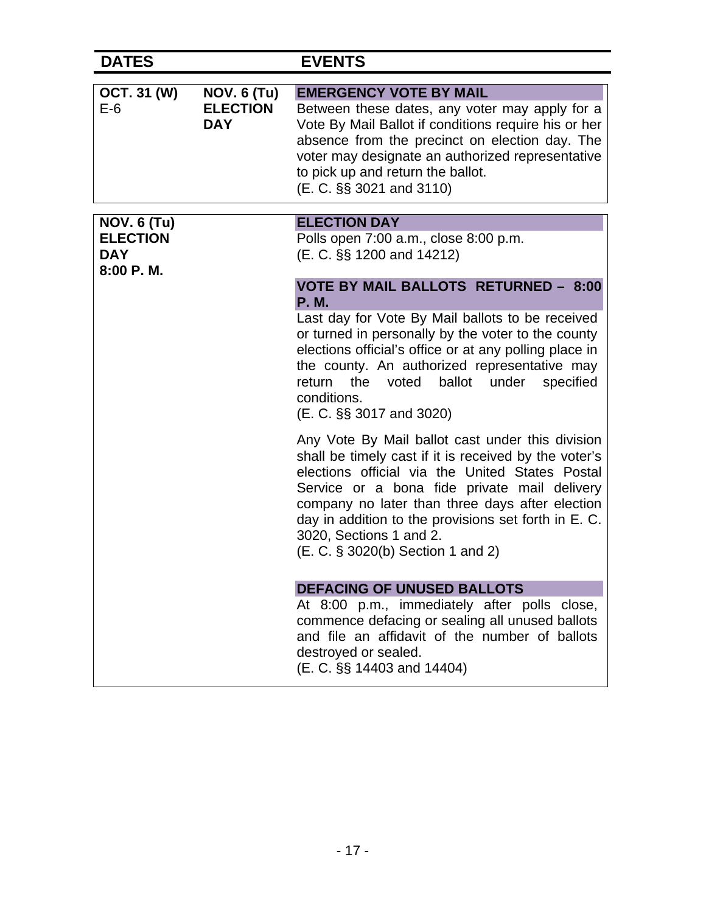| DATES | | EVENTS |
|---|---|---|
| **OCT. 31 (W)**<br>E-6 | **NOV. 6 (Tu)**<br>**ELECTION DAY** | **EMERGENCY VOTE BY MAIL**<br>Between these dates, any voter may apply for a Vote By Mail Ballot if conditions require his or her absence from the precinct on election day. The voter may designate an authorized representative to pick up and return the ballot.<br>(E. C. §§ 3021 and 3110) |
| **NOV. 6 (Tu)**<br>**ELECTION DAY**<br>**8:00 P. M.** | | **ELECTION DAY**<br>Polls open 7:00 a.m., close 8:00 p.m.<br>(E. C. §§ 1200 and 14212)<br><br>**VOTE BY MAIL BALLOTS RETURNED – 8:00 P. M.**<br>Last day for Vote By Mail ballots to be received or turned in personally by the voter to the county elections official's office or at any polling place in the county. An authorized representative may return the voted ballot under specified conditions.<br>(E. C. §§ 3017 and 3020)<br><br>Any Vote By Mail ballot cast under this division shall be timely cast if it is received by the voter's elections official via the United States Postal Service or a bona fide private mail delivery company no later than three days after election day in addition to the provisions set forth in E. C. 3020, Sections 1 and 2.<br>(E. C. § 3020(b) Section 1 and 2)<br><br>**DEFACING OF UNUSED BALLOTS**<br>At 8:00 p.m., immediately after polls close, commence defacing or sealing all unused ballots and file an affidavit of the number of ballots destroyed or sealed.<br>(E. C. §§ 14403 and 14404) |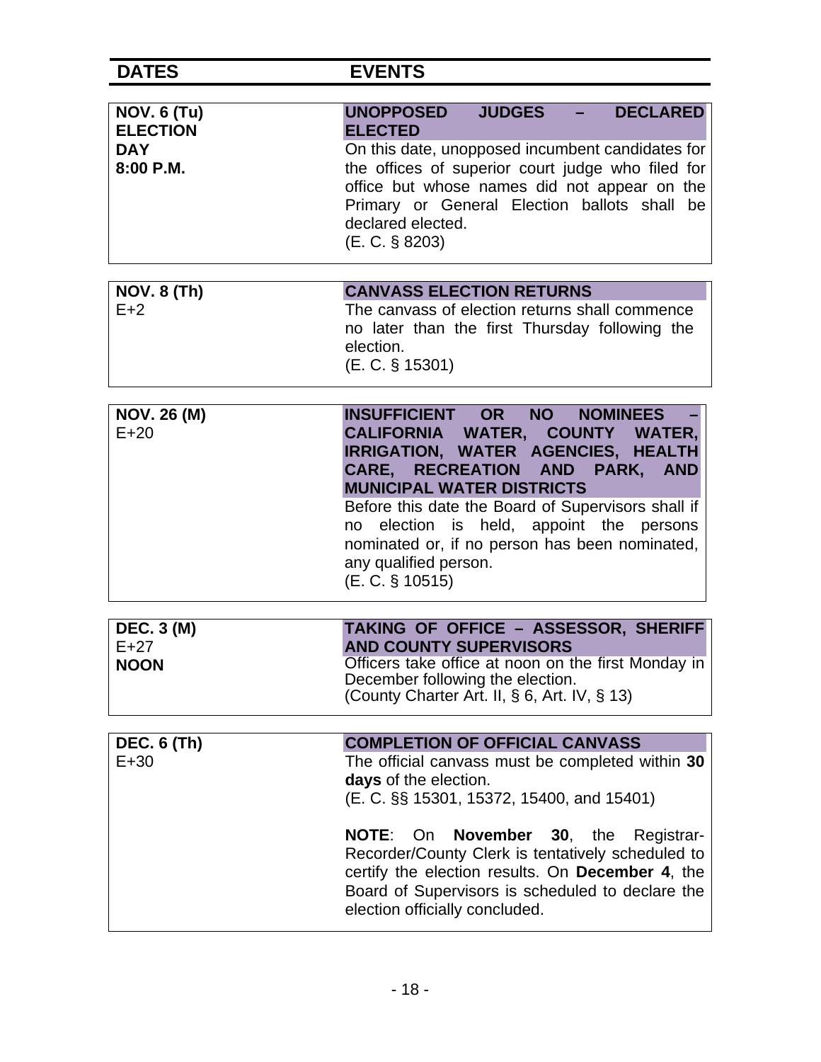| DATES | EVENTS |
| --- | --- |
| **NOV. 6 (Tu)**<br>**ELECTION DAY**<br>**8:00 P.M.** | **UNOPPOSED JUDGES – DECLARED ELECTED**<br>On this date, unopposed incumbent candidates for the offices of superior court judge who filed for office but whose names did not appear on the Primary or General Election ballots shall be declared elected.<br>(E. C. § 8203) |
| **NOV. 8 (Th)**<br>E+2 | **CANVASS ELECTION RETURNS**<br>The canvass of election returns shall commence no later than the first Thursday following the election.<br>(E. C. § 15301) |
| **NOV. 26 (M)**<br>E+20 | **INSUFFICIENT OR NO NOMINEES – CALIFORNIA WATER, COUNTY WATER, IRRIGATION, WATER AGENCIES, HEALTH CARE, RECREATION AND PARK, AND MUNICIPAL WATER DISTRICTS**<br>Before this date the Board of Supervisors shall if no election is held, appoint the persons nominated or, if no person has been nominated, any qualified person.<br>(E. C. § 10515) |
| **DEC. 3 (M)**<br>E+27<br>**NOON** | **TAKING OF OFFICE – ASSESSOR, SHERIFF AND COUNTY SUPERVISORS**<br>Officers take office at noon on the first Monday in December following the election.<br>(County Charter Art. II, § 6, Art. IV, § 13) |
| **DEC. 6 (Th)**<br>E+30 | **COMPLETION OF OFFICIAL CANVASS**<br>The official canvass must be completed within **30 days** of the election.<br>(E. C. §§ 15301, 15372, 15400, and 15401)<br><br>**NOTE**: On **November 30**, the Registrar-Recorder/County Clerk is tentatively scheduled to certify the election results. On **December 4**, the Board of Supervisors is scheduled to declare the election officially concluded. |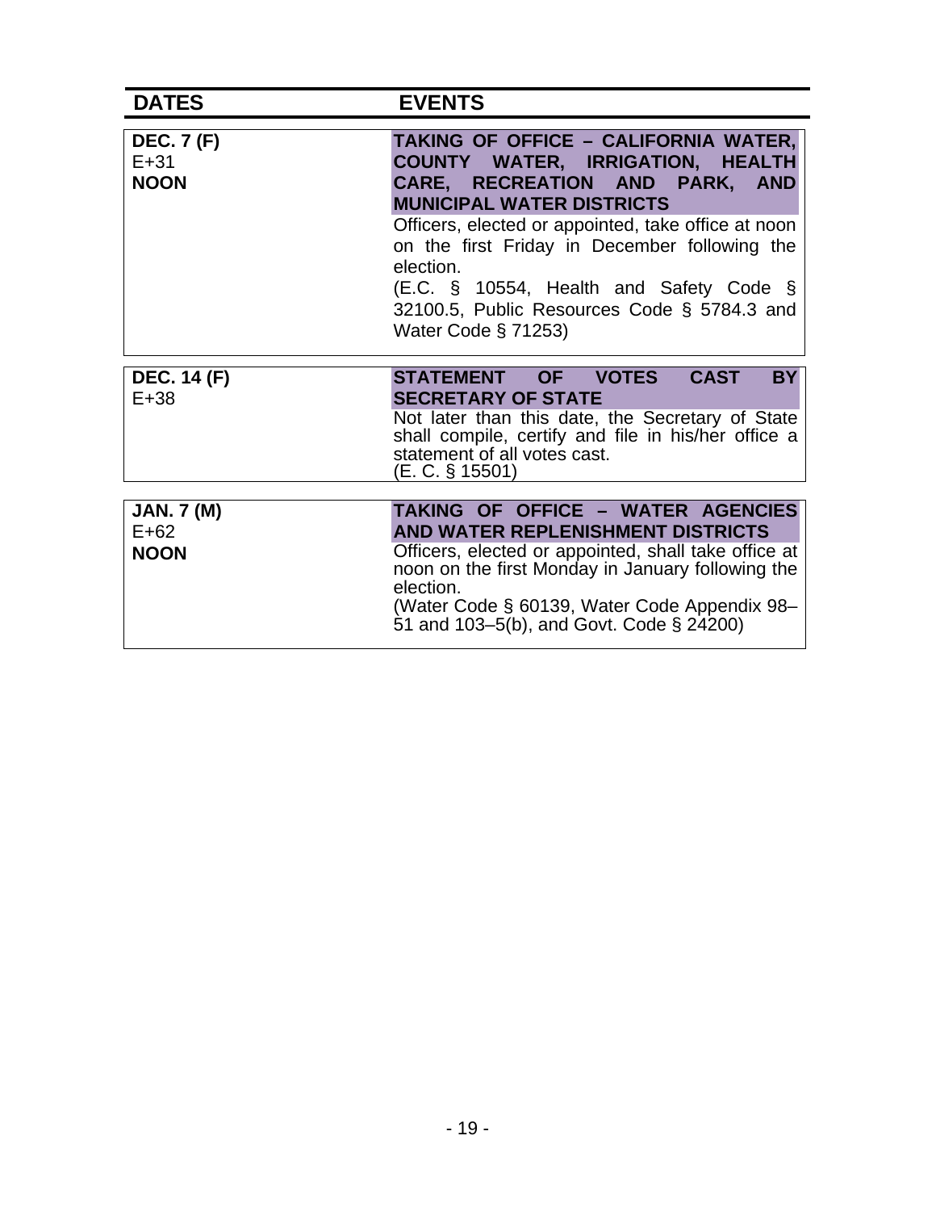| DATES | EVENTS |
|---|---|
| **DEC. 7 (F)**<br>E+31<br>**NOON** | **TAKING OF OFFICE – CALIFORNIA WATER, COUNTY WATER, IRRIGATION, HEALTH CARE, RECREATION AND PARK, AND MUNICIPAL WATER DISTRICTS**<br>Officers, elected or appointed, take office at noon on the first Friday in December following the election.<br>(E.C. § 10554, Health and Safety Code § 32100.5, Public Resources Code § 5784.3 and Water Code § 71253) |
| **DEC. 14 (F)**<br>E+38 | **STATEMENT OF VOTES CAST BY SECRETARY OF STATE**<br>Not later than this date, the Secretary of State shall compile, certify and file in his/her office a statement of all votes cast.<br>(E. C. § 15501) |
| **JAN. 7 (M)**<br>E+62<br>**NOON** | **TAKING OF OFFICE – WATER AGENCIES AND WATER REPLENISHMENT DISTRICTS**<br>Officers, elected or appointed, shall take office at noon on the first Monday in January following the election.<br>(Water Code § 60139, Water Code Appendix 98–51 and 103–5(b), and Govt. Code § 24200) |